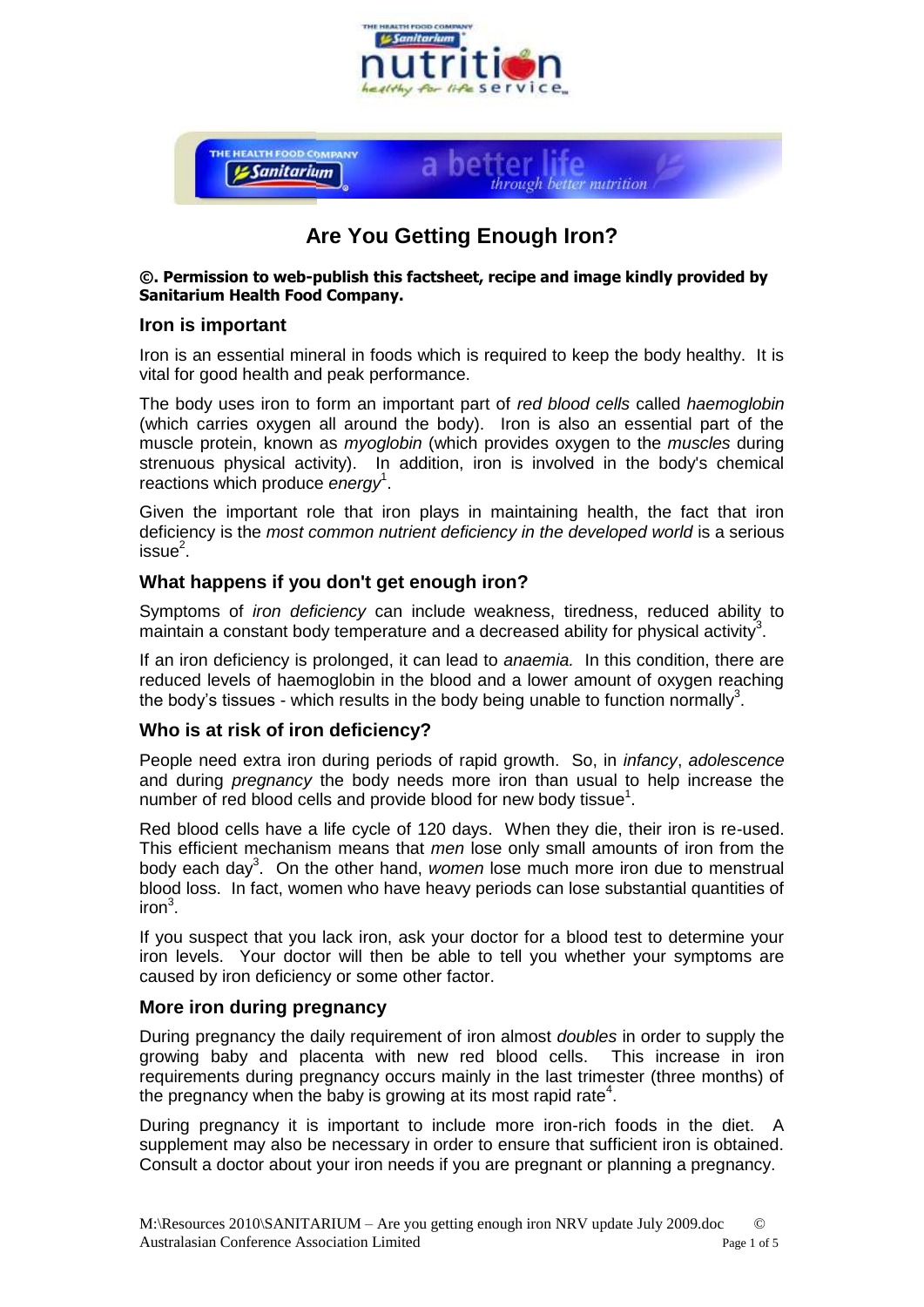# Are You Getting Enough Iron?

**©. Permission to web-publish this factsheet, recipe and image kindly provided by Sanitarium Health Food Company.**

## Iron is important

Iron is an essential mineral in foods which is required to keep the body healthy. It is vital for good health and peak performance.

The body uses iron to form an important part of *red blood cells* called *haemoglobin* (which carries oxygen all around the body). Iron is also an essential part of the muscle protein, known as *myoglobin* (which provides oxygen to the *muscles* during strenuous physical activity). In addition, iron is involved in the body's chemical reactions which produce *energy*[1].

Given the important role that iron plays in maintaining health, the fact that iron deficiency is the *most common nutrient deficiency in the developed world* is a serious issue[2].

## What happens if you don't get enough iron?

Symptoms of *iron deficiency* can include weakness, tiredness, reduced ability to maintain a constant body temperature and a decreased ability for physical activity[3].

If an iron deficiency is prolonged, it can lead to *anaemia.* In this condition, there are reduced levels of haemoglobin in the blood and a lower amount of oxygen reaching the body's tissues - which results in the body being unable to function normally[3].

## Who is at risk of iron deficiency?

People need extra iron during periods of rapid growth. So, in *infancy*, *adolescence* and during *pregnancy* the body needs more iron than usual to help increase the number of red blood cells and provide blood for new body tissue[1].

Red blood cells have a life cycle of 120 days. When they die, their iron is re-used. This efficient mechanism means that *men* lose only small amounts of iron from the body each day[3]. On the other hand, *women* lose much more iron due to menstrual blood loss. In fact, women who have heavy periods can lose substantial quantities of iron[3].

If you suspect that you lack iron, ask your doctor for a blood test to determine your iron levels. Your doctor will then be able to tell you whether your symptoms are caused by iron deficiency or some other factor.

## More iron during pregnancy

During pregnancy the daily requirement of iron almost *doubles* in order to supply the growing baby and placenta with new red blood cells. This increase in iron requirements during pregnancy occurs mainly in the last trimester (three months) of the pregnancy when the baby is growing at its most rapid rate[4].

During pregnancy it is important to include more iron-rich foods in the diet. A supplement may also be necessary in order to ensure that sufficient iron is obtained. Consult a doctor about your iron needs if you are pregnant or planning a pregnancy.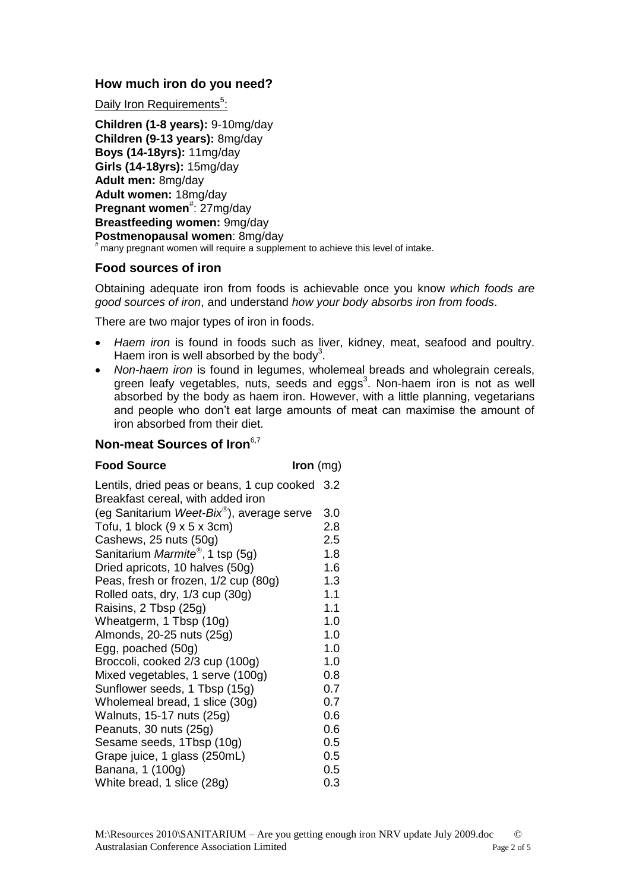## How much iron do you need?

Daily Iron Requirements[5]:

**Children (1-8 years):** 9-10mg/day
**Children (9-13 years):** 8mg/day
**Boys (14-18yrs):** 11mg/day
**Girls (14-18yrs):** 15mg/day
**Adult men:** 8mg/day
**Adult women:** 18mg/day
**Pregnant women**[#]: 27mg/day
**Breastfeeding women:** 9mg/day
**Postmenopausal women**: 8mg/day

[#] many pregnant women will require a supplement to achieve this level of intake.

## Food sources of iron

Obtaining adequate iron from foods is achievable once you know *which foods are good sources of iron*, and understand *how your body absorbs iron from foods*.

There are two major types of iron in foods.

- *Haem iron* is found in foods such as liver, kidney, meat, seafood and poultry. Haem iron is well absorbed by the body[3].
- *Non-haem iron* is found in legumes, wholemeal breads and wholegrain cereals, green leafy vegetables, nuts, seeds and eggs[3]. Non-haem iron is not as well absorbed by the body as haem iron. However, with a little planning, vegetarians and people who don't eat large amounts of meat can maximise the amount of iron absorbed from their diet.

## Non-meat Sources of Iron[6,7]

| **Food Source** | **Iron** (mg) |
| --- | --- |
| Lentils, dried peas or beans, 1 cup cooked | 3.2 |
| Breakfast cereal, with added iron (eg Sanitarium *Weet-Bix*®), average serve | 3.0 |
| Tofu, 1 block (9 x 5 x 3cm) | 2.8 |
| Cashews, 25 nuts (50g) | 2.5 |
| Sanitarium *Marmite*®, 1 tsp (5g) | 1.8 |
| Dried apricots, 10 halves (50g) | 1.6 |
| Peas, fresh or frozen, 1/2 cup (80g) | 1.3 |
| Rolled oats, dry, 1/3 cup (30g) | 1.1 |
| Raisins, 2 Tbsp (25g) | 1.1 |
| Wheatgerm, 1 Tbsp (10g) | 1.0 |
| Almonds, 20-25 nuts (25g) | 1.0 |
| Egg, poached (50g) | 1.0 |
| Broccoli, cooked 2/3 cup (100g) | 1.0 |
| Mixed vegetables, 1 serve (100g) | 0.8 |
| Sunflower seeds, 1 Tbsp (15g) | 0.7 |
| Wholemeal bread, 1 slice (30g) | 0.7 |
| Walnuts, 15-17 nuts (25g) | 0.6 |
| Peanuts, 30 nuts (25g) | 0.6 |
| Sesame seeds, 1Tbsp (10g) | 0.5 |
| Grape juice, 1 glass (250mL) | 0.5 |
| Banana, 1 (100g) | 0.5 |
| White bread, 1 slice (28g) | 0.3 |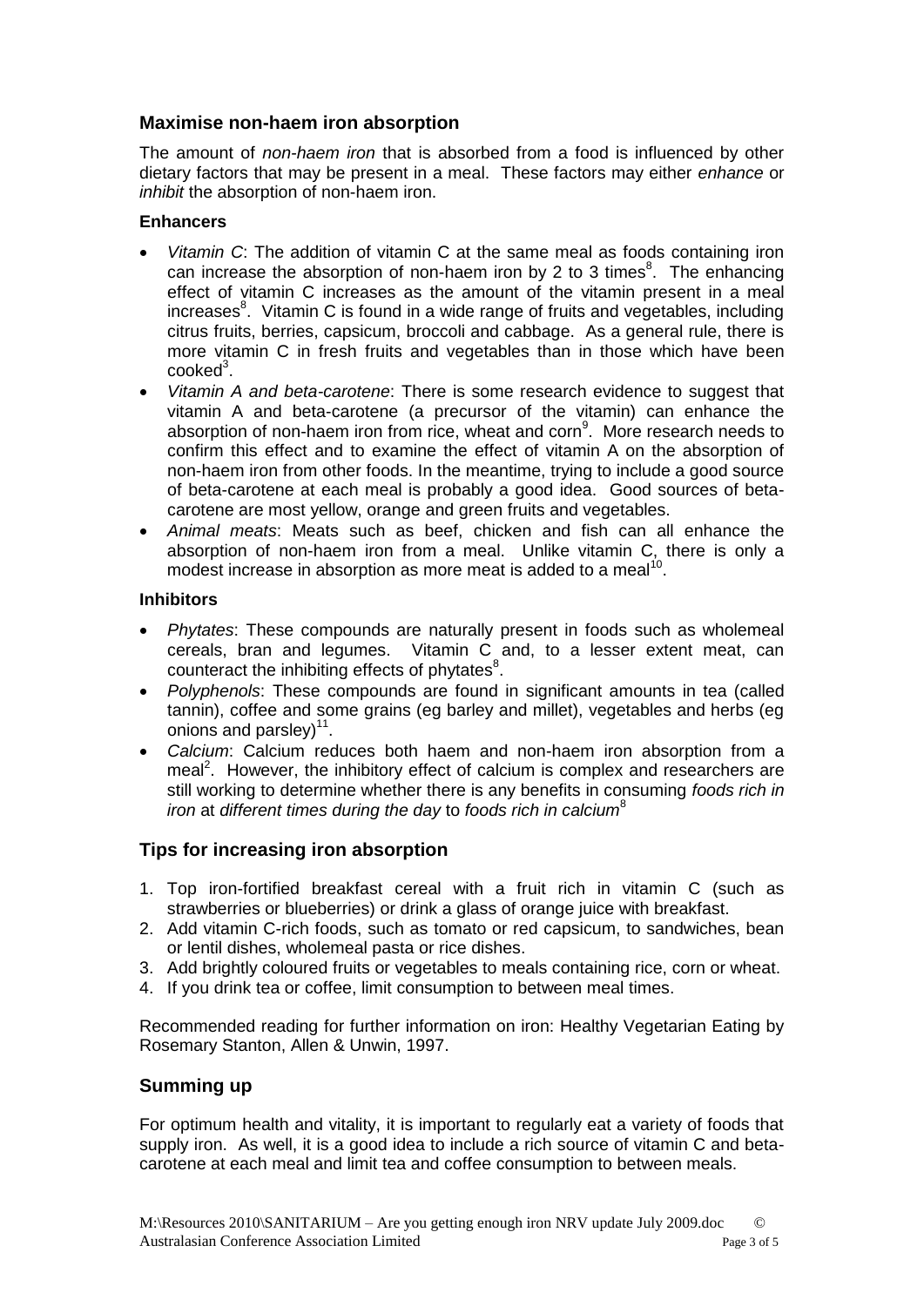## Maximise non-haem iron absorption

The amount of *non-haem iron* that is absorbed from a food is influenced by other dietary factors that may be present in a meal. These factors may either *enhance* or *inhibit* the absorption of non-haem iron.

### Enhancers

- *Vitamin C*: The addition of vitamin C at the same meal as foods containing iron can increase the absorption of non-haem iron by 2 to 3 times[8]. The enhancing effect of vitamin C increases as the amount of the vitamin present in a meal increases[8]. Vitamin C is found in a wide range of fruits and vegetables, including citrus fruits, berries, capsicum, broccoli and cabbage. As a general rule, there is more vitamin C in fresh fruits and vegetables than in those which have been cooked[3].
- *Vitamin A and beta-carotene*: There is some research evidence to suggest that vitamin A and beta-carotene (a precursor of the vitamin) can enhance the absorption of non-haem iron from rice, wheat and corn[9]. More research needs to confirm this effect and to examine the effect of vitamin A on the absorption of non-haem iron from other foods. In the meantime, trying to include a good source of beta-carotene at each meal is probably a good idea. Good sources of beta-carotene are most yellow, orange and green fruits and vegetables.
- *Animal meats*: Meats such as beef, chicken and fish can all enhance the absorption of non-haem iron from a meal. Unlike vitamin C, there is only a modest increase in absorption as more meat is added to a meal[10].

### Inhibitors

- *Phytates*: These compounds are naturally present in foods such as wholemeal cereals, bran and legumes. Vitamin C and, to a lesser extent meat, can counteract the inhibiting effects of phytates[8].
- *Polyphenols*: These compounds are found in significant amounts in tea (called tannin), coffee and some grains (eg barley and millet), vegetables and herbs (eg onions and parsley)[11].
- *Calcium*: Calcium reduces both haem and non-haem iron absorption from a meal[2]. However, the inhibitory effect of calcium is complex and researchers are still working to determine whether there is any benefits in consuming *foods rich in iron* at *different times during the day* to *foods rich in calcium*[8]

## Tips for increasing iron absorption

1. Top iron-fortified breakfast cereal with a fruit rich in vitamin C (such as strawberries or blueberries) or drink a glass of orange juice with breakfast.
2. Add vitamin C-rich foods, such as tomato or red capsicum, to sandwiches, bean or lentil dishes, wholemeal pasta or rice dishes.
3. Add brightly coloured fruits or vegetables to meals containing rice, corn or wheat.
4. If you drink tea or coffee, limit consumption to between meal times.

Recommended reading for further information on iron: Healthy Vegetarian Eating by Rosemary Stanton, Allen & Unwin, 1997.

## Summing up

For optimum health and vitality, it is important to regularly eat a variety of foods that supply iron. As well, it is a good idea to include a rich source of vitamin C and beta-carotene at each meal and limit tea and coffee consumption to between meals.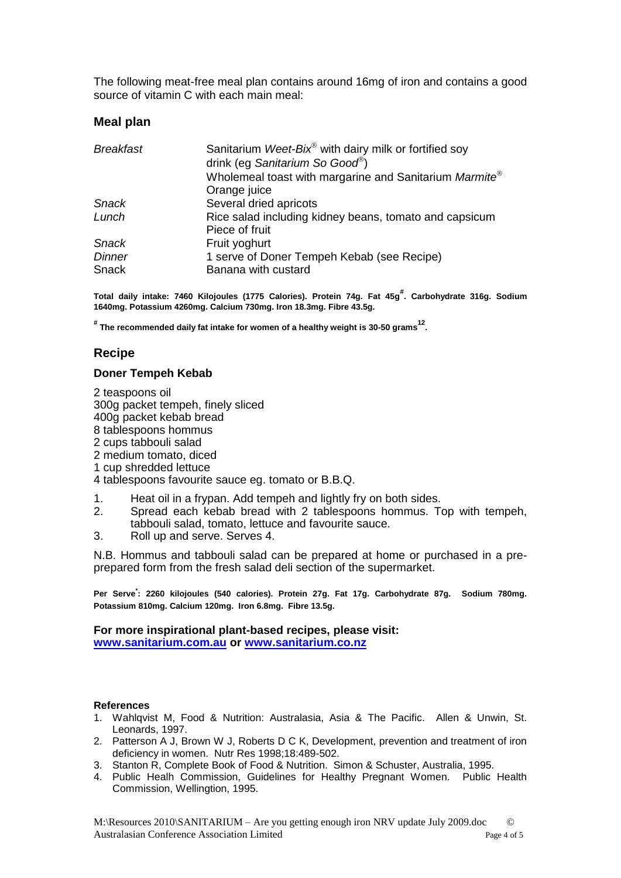The following meat-free meal plan contains around 16mg of iron and contains a good source of vitamin C with each main meal:

## Meal plan

| | |
|---|---|
| *Breakfast* | Sanitarium *Weet-Bix*® with dairy milk or fortified soy drink (eg *Sanitarium So Good*®) |
| | Wholemeal toast with margarine and Sanitarium *Marmite*® |
| | Orange juice |
| *Snack* | Several dried apricots |
| *Lunch* | Rice salad including kidney beans, tomato and capsicum |
| | Piece of fruit |
| *Snack* | Fruit yoghurt |
| *Dinner* | 1 serve of Doner Tempeh Kebab (see Recipe) |
| Snack | Banana with custard |

**Total daily intake: 7460 Kilojoules (1775 Calories). Protein 74g. Fat 45g#. Carbohydrate 316g. Sodium 1640mg. Potassium 4260mg. Calcium 730mg. Iron 18.3mg. Fibre 43.5g.**

**# The recommended daily fat intake for women of a healthy weight is 30-50 grams[12].**

## Recipe

### Doner Tempeh Kebab

2 teaspoons oil
300g packet tempeh, finely sliced
400g packet kebab bread
8 tablespoons hommus
2 cups tabbouli salad
2 medium tomato, diced
1 cup shredded lettuce
4 tablespoons favourite sauce eg. tomato or B.B.Q.

1. Heat oil in a frypan. Add tempeh and lightly fry on both sides.
2. Spread each kebab bread with 2 tablespoons hommus. Top with tempeh, tabbouli salad, tomato, lettuce and favourite sauce.
3. Roll up and serve. Serves 4.

N.B. Hommus and tabbouli salad can be prepared at home or purchased in a pre-prepared form from the fresh salad deli section of the supermarket.

**Per Serve*: 2260 kilojoules (540 calories). Protein 27g. Fat 17g. Carbohydrate 87g. Sodium 780mg. Potassium 810mg. Calcium 120mg. Iron 6.8mg. Fibre 13.5g.**

**For more inspirational plant-based recipes, please visit:**
**www.sanitarium.com.au or www.sanitarium.co.nz**

**References**

1. Wahlqvist M, Food & Nutrition: Australasia, Asia & The Pacific. Allen & Unwin, St. Leonards, 1997.
2. Patterson A J, Brown W J, Roberts D C K, Development, prevention and treatment of iron deficiency in women. Nutr Res 1998;18:489-502.
3. Stanton R, Complete Book of Food & Nutrition. Simon & Schuster, Australia, 1995.
4. Public Healh Commission, Guidelines for Healthy Pregnant Women. Public Health Commission, Wellington, 1995.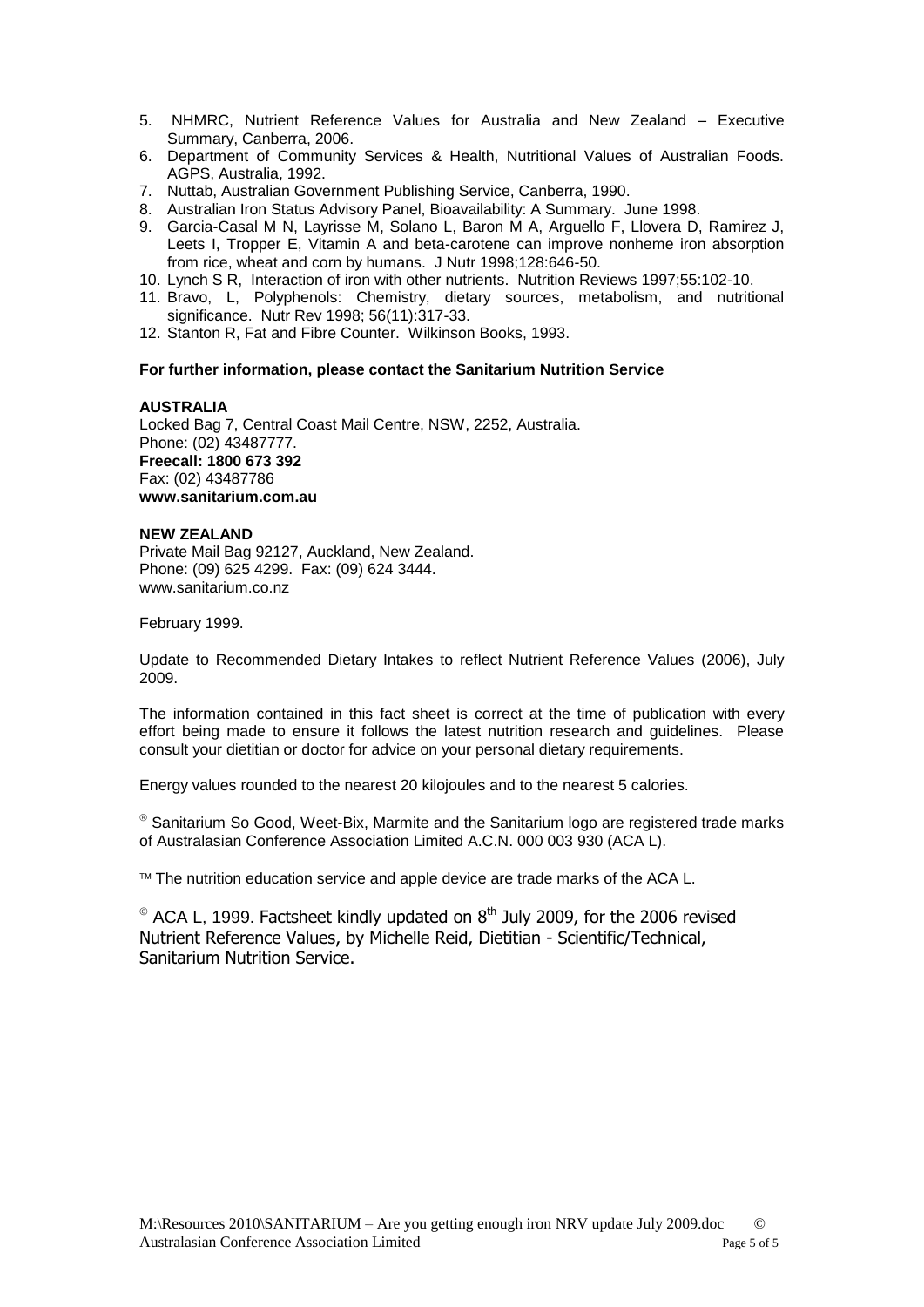5. NHMRC, Nutrient Reference Values for Australia and New Zealand – Executive Summary, Canberra, 2006.
6. Department of Community Services & Health, Nutritional Values of Australian Foods. AGPS, Australia, 1992.
7. Nuttab, Australian Government Publishing Service, Canberra, 1990.
8. Australian Iron Status Advisory Panel, Bioavailability: A Summary. June 1998.
9. Garcia-Casal M N, Layrisse M, Solano L, Baron M A, Arguello F, Llovera D, Ramirez J, Leets I, Tropper E, Vitamin A and beta-carotene can improve nonheme iron absorption from rice, wheat and corn by humans. J Nutr 1998;128:646-50.
10. Lynch S R, Interaction of iron with other nutrients. Nutrition Reviews 1997;55:102-10.
11. Bravo, L, Polyphenols: Chemistry, dietary sources, metabolism, and nutritional significance. Nutr Rev 1998; 56(11):317-33.
12. Stanton R, Fat and Fibre Counter. Wilkinson Books, 1993.

**For further information, please contact the Sanitarium Nutrition Service**

**AUSTRALIA**
Locked Bag 7, Central Coast Mail Centre, NSW, 2252, Australia.
Phone: (02) 43487777.
**Freecall: 1800 673 392**
Fax: (02) 43487786
**www.sanitarium.com.au**

**NEW ZEALAND**
Private Mail Bag 92127, Auckland, New Zealand.
Phone: (09) 625 4299. Fax: (09) 624 3444.
www.sanitarium.co.nz

February 1999.

Update to Recommended Dietary Intakes to reflect Nutrient Reference Values (2006), July 2009.

The information contained in this fact sheet is correct at the time of publication with every effort being made to ensure it follows the latest nutrition research and guidelines. Please consult your dietitian or doctor for advice on your personal dietary requirements.

Energy values rounded to the nearest 20 kilojoules and to the nearest 5 calories.

® Sanitarium So Good, Weet-Bix, Marmite and the Sanitarium logo are registered trade marks of Australasian Conference Association Limited A.C.N. 000 003 930 (ACA L).

™ The nutrition education service and apple device are trade marks of the ACA L.

© ACA L, 1999. Factsheet kindly updated on 8th July 2009, for the 2006 revised Nutrient Reference Values, by Michelle Reid, Dietitian - Scientific/Technical, Sanitarium Nutrition Service.